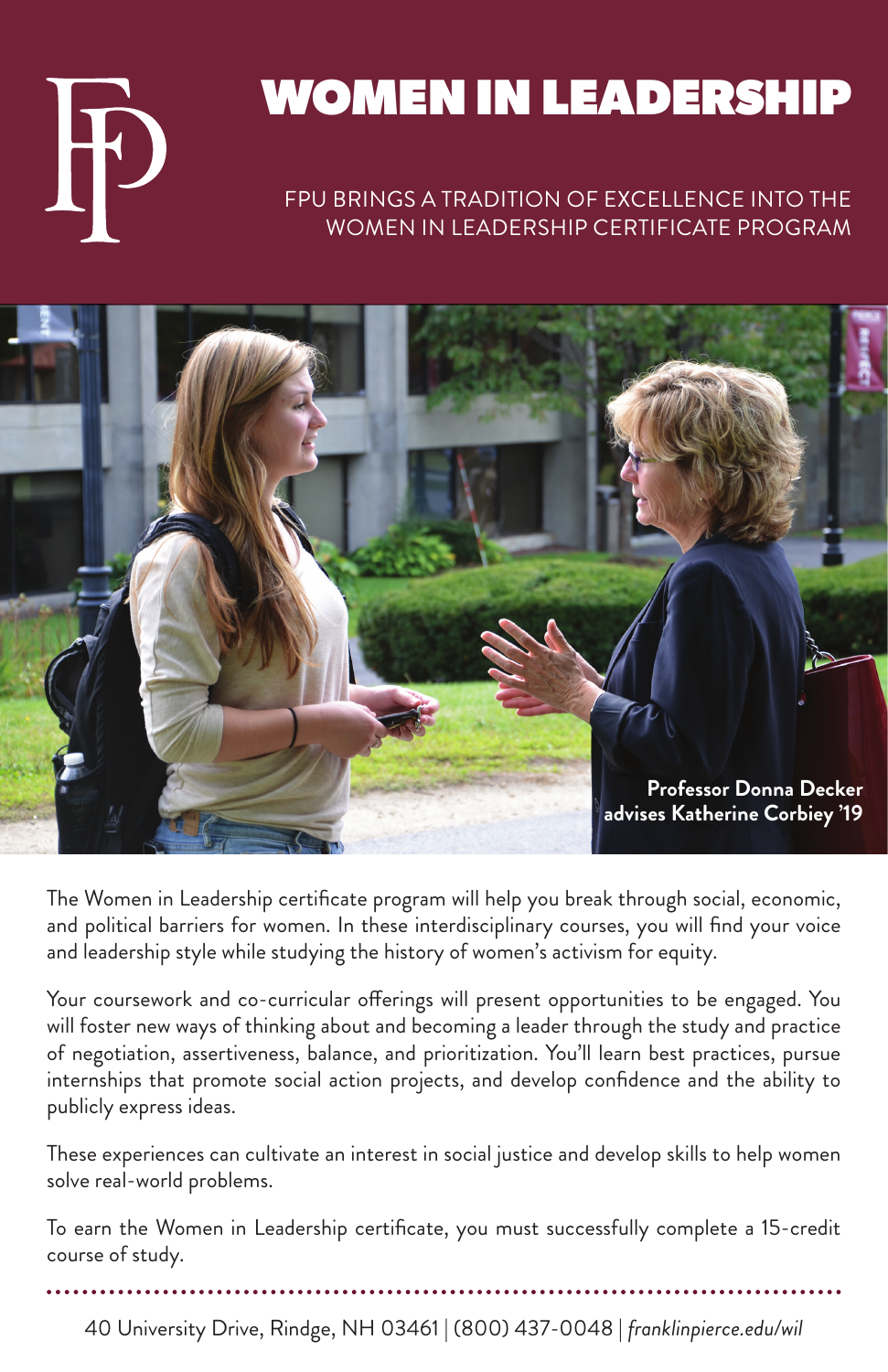# WOMEN IN LEADERSHIP

FPU BRINGS A TRADITION OF EXCELLENCE INTO THE WOMEN IN LEADERSHIP CERTIFICATE PROGRAM

**Professor Donna Decker advises Katherine Corbiey '19**

The Women in Leadership certificate program will help you break through social, economic, and political barriers for women. In these interdisciplinary courses, you will find your voice and leadership style while studying the history of women's activism for equity.

Your coursework and co-curricular offerings will present opportunities to be engaged. You will foster new ways of thinking about and becoming a leader through the study and practice of negotiation, assertiveness, balance, and prioritization. You'll learn best practices, pursue internships that promote social action projects, and develop confidence and the ability to publicly express ideas.

These experiences can cultivate an interest in social justice and develop skills to help women solve real-world problems.

To earn the Women in Leadership certificate, you must successfully complete a 15-credit course of study.

40 University Drive, Rindge, NH 03461 | (800) 437-0048 | *franklinpierce.edu/wil*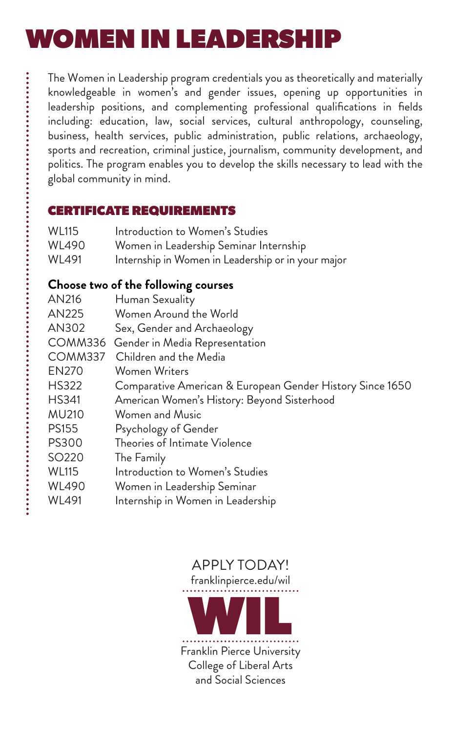# WOMEN IN LEADERSHIP

The Women in Leadership program credentials you as theoretically and materially knowledgeable in women's and gender issues, opening up opportunities in leadership positions, and complementing professional qualifications in fields including: education, law, social services, cultural anthropology, counseling, business, health services, public administration, public relations, archaeology, sports and recreation, criminal justice, journalism, community development, and politics. The program enables you to develop the skills necessary to lead with the global community in mind.

## CERTIFICATE REQUIREMENTS

| | |
|---|---|
| WL115 | Introduction to Women's Studies |
| WL490 | Women in Leadership Seminar Internship |
| WL491 | Internship in Women in Leadership or in your major |

### Choose two of the following courses

| | |
|---|---|
| AN216 | Human Sexuality |
| AN225 | Women Around the World |
| AN302 | Sex, Gender and Archaeology |
| COMM336 | Gender in Media Representation |
| COMM337 | Children and the Media |
| EN270 | Women Writers |
| HS322 | Comparative American & European Gender History Since 1650 |
| HS341 | American Women's History: Beyond Sisterhood |
| MU210 | Women and Music |
| PS155 | Psychology of Gender |
| PS300 | Theories of Intimate Violence |
| SO220 | The Family |
| WL115 | Introduction to Women's Studies |
| WL490 | Women in Leadership Seminar |
| WL491 | Internship in Women in Leadership |

APPLY TODAY!
franklinpierce.edu/wil

**WIL**

Franklin Pierce University
College of Liberal Arts
and Social Sciences